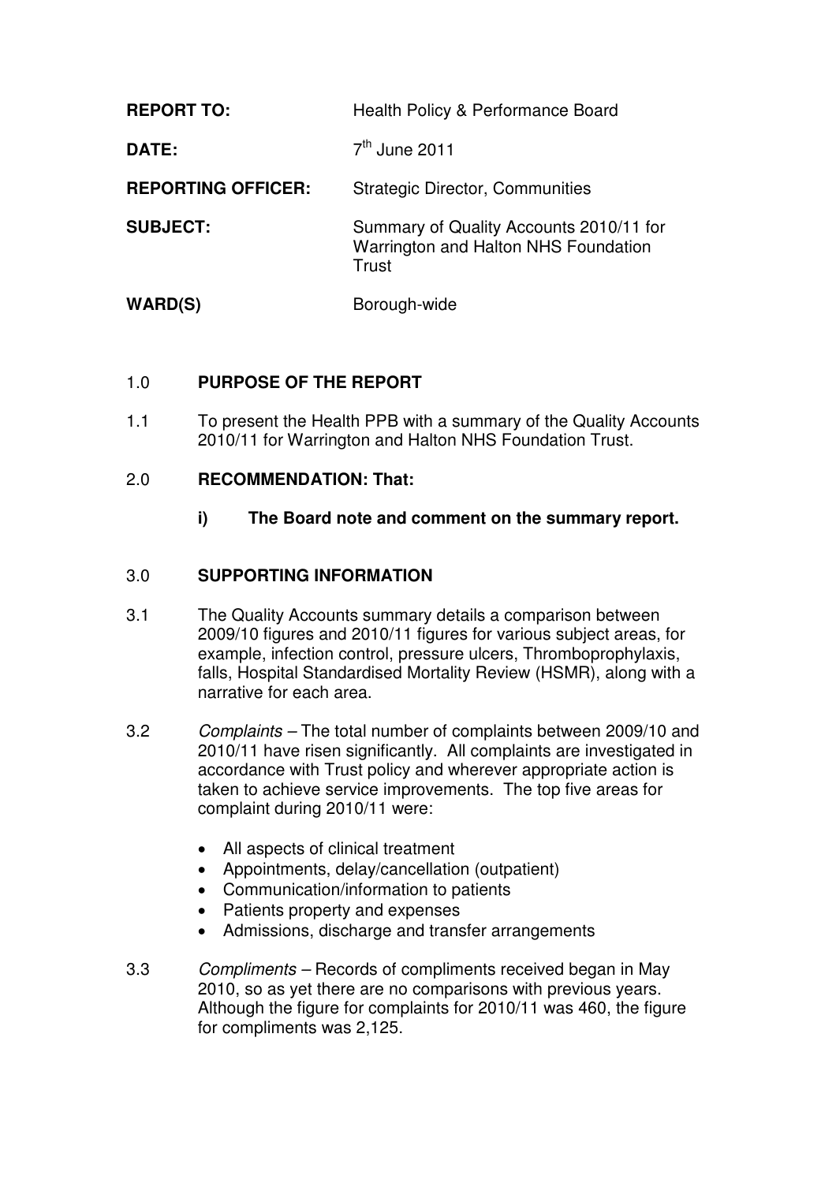| | |
|---|---|
| **REPORT TO:** | Health Policy & Performance Board |
| **DATE:** | 7th June 2011 |
| **REPORTING OFFICER:** | Strategic Director, Communities |
| **SUBJECT:** | Summary of Quality Accounts 2010/11 for Warrington and Halton NHS Foundation Trust |
| **WARD(S)** | Borough-wide |

## 1.0 PURPOSE OF THE REPORT

1.1 To present the Health PPB with a summary of the Quality Accounts 2010/11 for Warrington and Halton NHS Foundation Trust.

## 2.0 RECOMMENDATION: That:

**i) The Board note and comment on the summary report.**

## 3.0 SUPPORTING INFORMATION

3.1 The Quality Accounts summary details a comparison between 2009/10 figures and 2010/11 figures for various subject areas, for example, infection control, pressure ulcers, Thromboprophylaxis, falls, Hospital Standardised Mortality Review (HSMR), along with a narrative for each area.

3.2 *Complaints* – The total number of complaints between 2009/10 and 2010/11 have risen significantly. All complaints are investigated in accordance with Trust policy and wherever appropriate action is taken to achieve service improvements. The top five areas for complaint during 2010/11 were:

- All aspects of clinical treatment
- Appointments, delay/cancellation (outpatient)
- Communication/information to patients
- Patients property and expenses
- Admissions, discharge and transfer arrangements

3.3 *Compliments* – Records of compliments received began in May 2010, so as yet there are no comparisons with previous years. Although the figure for complaints for 2010/11 was 460, the figure for compliments was 2,125.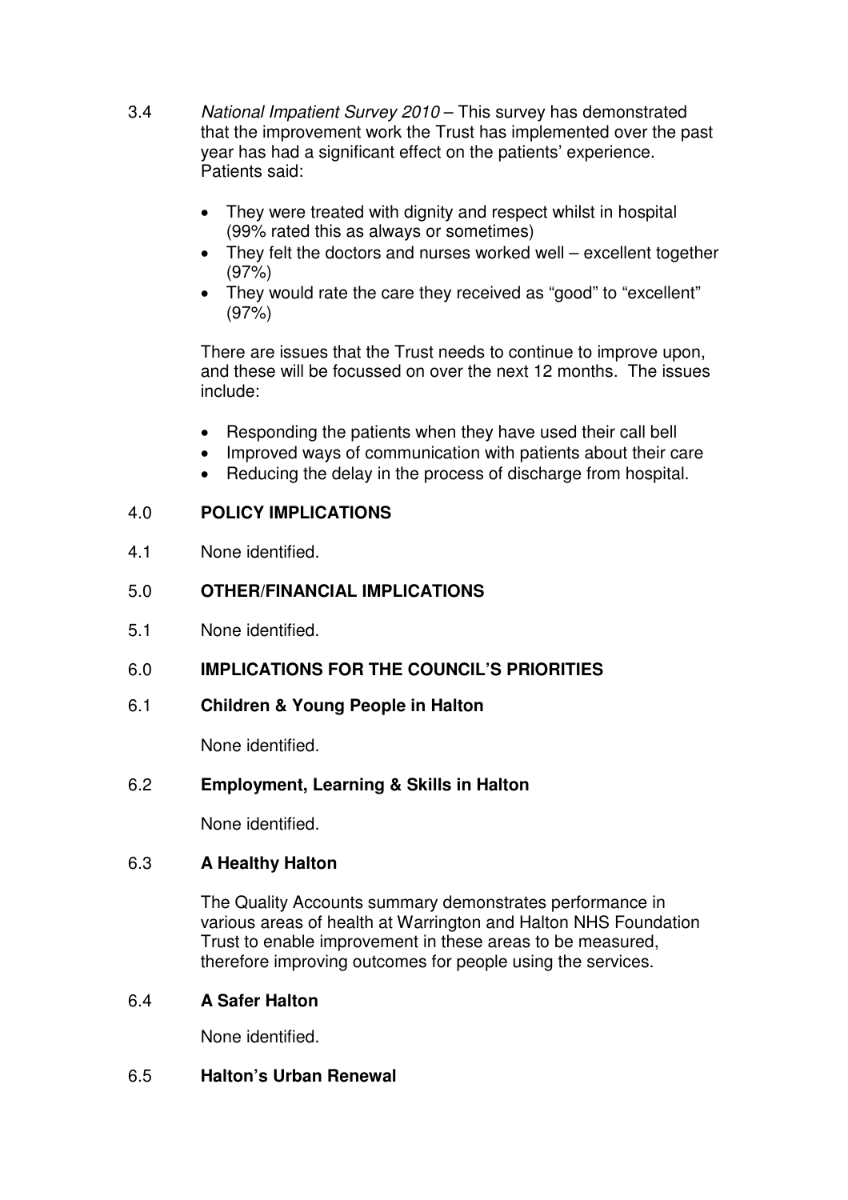3.4 *National Impatient Survey 2010* – This survey has demonstrated that the improvement work the Trust has implemented over the past year has had a significant effect on the patients' experience. Patients said:

- They were treated with dignity and respect whilst in hospital (99% rated this as always or sometimes)
- They felt the doctors and nurses worked well – excellent together (97%)
- They would rate the care they received as "good" to "excellent" (97%)

There are issues that the Trust needs to continue to improve upon, and these will be focussed on over the next 12 months. The issues include:

- Responding the patients when they have used their call bell
- Improved ways of communication with patients about their care
- Reducing the delay in the process of discharge from hospital.

## 4.0 POLICY IMPLICATIONS

4.1 None identified.

## 5.0 OTHER/FINANCIAL IMPLICATIONS

5.1 None identified.

## 6.0 IMPLICATIONS FOR THE COUNCIL'S PRIORITIES

### 6.1 Children & Young People in Halton

None identified.

### 6.2 Employment, Learning & Skills in Halton

None identified.

### 6.3 A Healthy Halton

The Quality Accounts summary demonstrates performance in various areas of health at Warrington and Halton NHS Foundation Trust to enable improvement in these areas to be measured, therefore improving outcomes for people using the services.

### 6.4 A Safer Halton

None identified.

### 6.5 Halton's Urban Renewal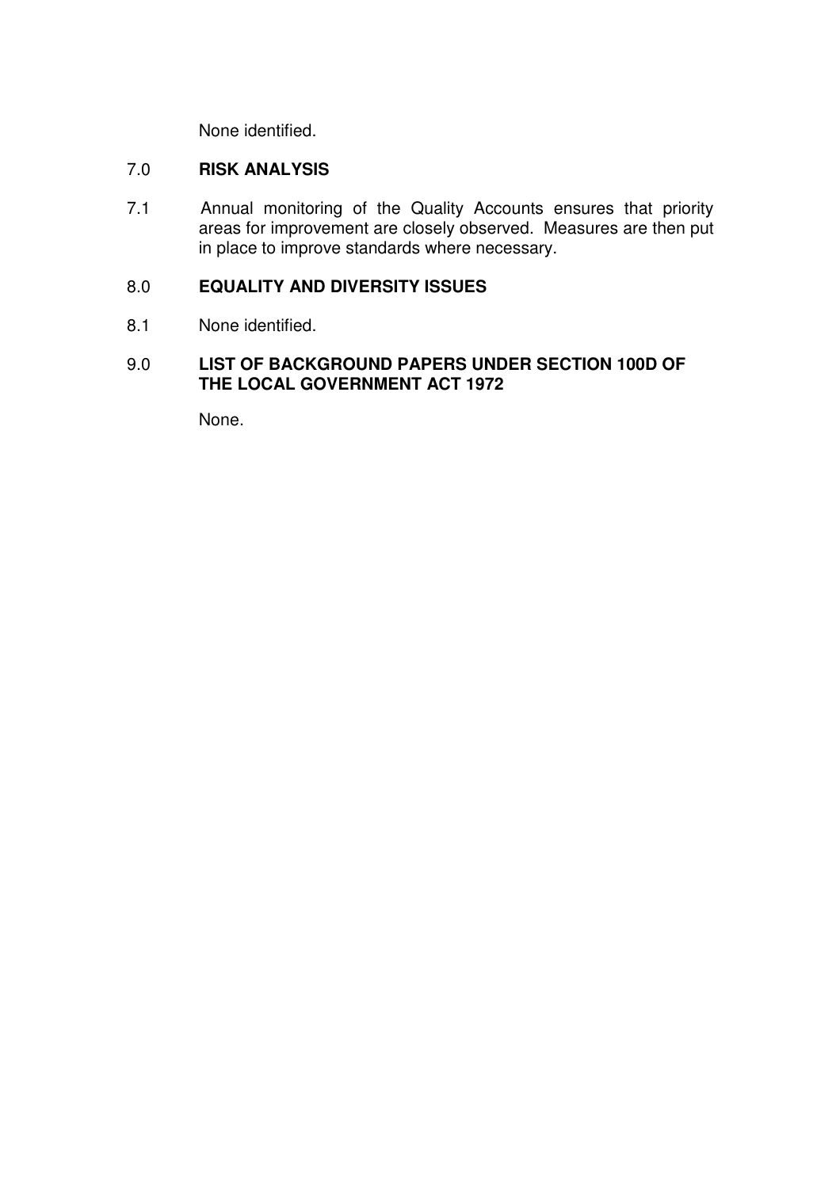None identified.

## 7.0 RISK ANALYSIS

7.1 Annual monitoring of the Quality Accounts ensures that priority areas for improvement are closely observed. Measures are then put in place to improve standards where necessary.

## 8.0 EQUALITY AND DIVERSITY ISSUES

8.1 None identified.

## 9.0 LIST OF BACKGROUND PAPERS UNDER SECTION 100D OF THE LOCAL GOVERNMENT ACT 1972

None.